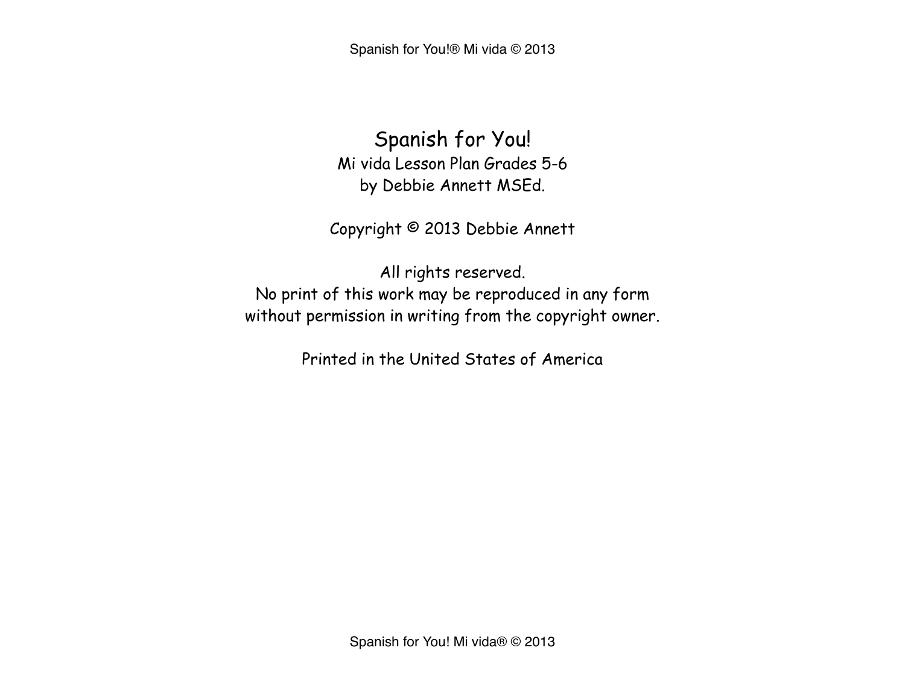# Spanish for You!

Mi vida Lesson Plan Grades 5-6

by Debbie Annett MSEd.

Copyright © 2013 Debbie Annett

All rights reserved.

No print of this work may be reproduced in any form without permission in writing from the copyright owner.

Printed in the United States of America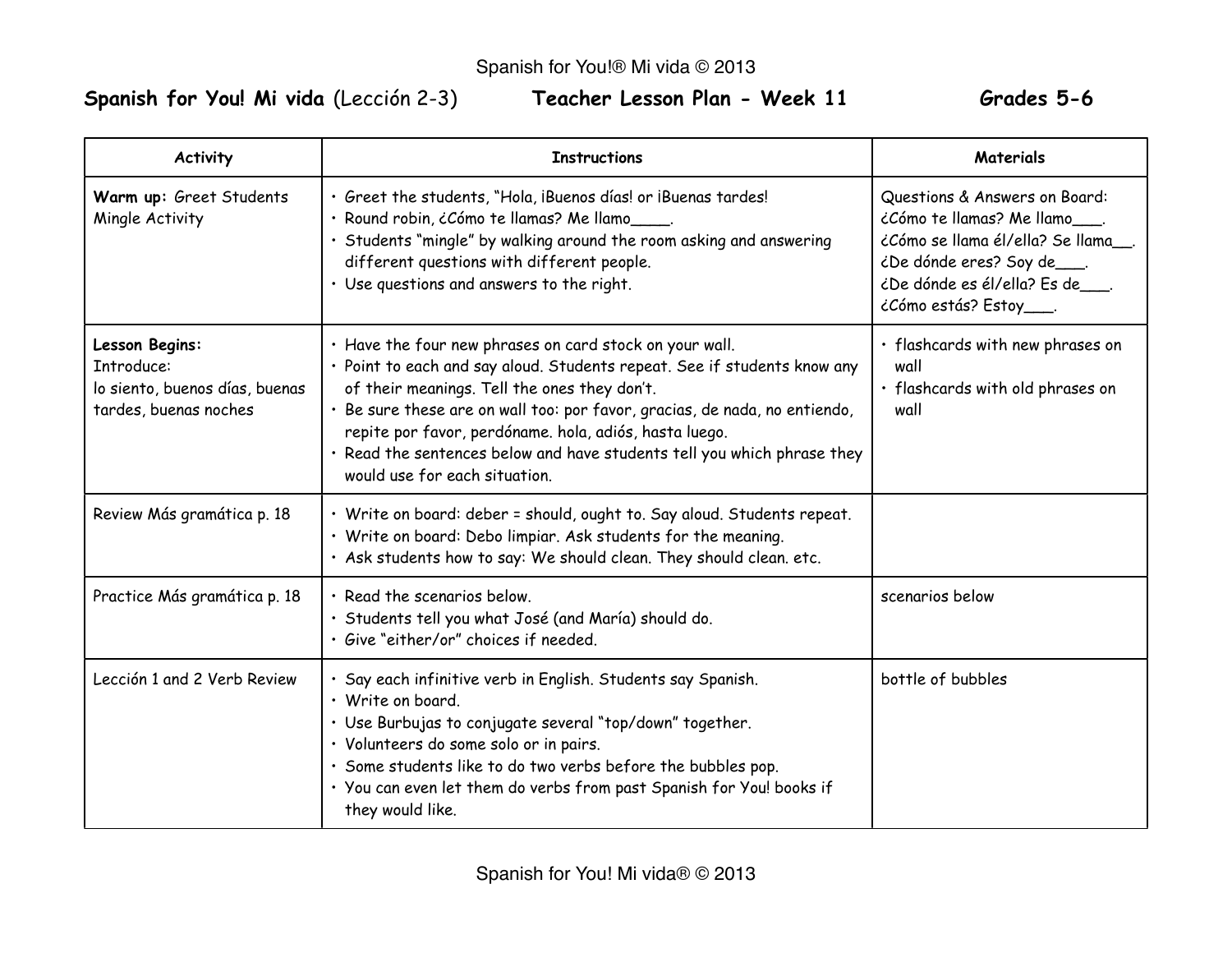**Spanish for You! Mi vida** (Lección 2-3) **Teacher Lesson Plan - Week 11** **Grades 5-6**

| Activity | Instructions | Materials |
|---|---|---|
| **Warm up:** Greet Students Mingle Activity | • Greet the students, "Hola, ¡Buenos días! or ¡Buenas tardes!<br>• Round robin, ¿Cómo te llamas? Me llamo____.<br>• Students "mingle" by walking around the room asking and answering different questions with different people.<br>• Use questions and answers to the right. | Questions & Answers on Board:<br>¿Cómo te llamas? Me llamo___.<br>¿Cómo se llama él/ella? Se llama__.<br>¿De dónde eres? Soy de___.<br>¿De dónde es él/ella? Es de___.<br>¿Cómo estás? Estoy___. |
| **Lesson Begins:**<br>Introduce:<br>lo siento, buenos días, buenas tardes, buenas noches | • Have the four new phrases on card stock on your wall.<br>• Point to each and say aloud. Students repeat. See if students know any of their meanings. Tell the ones they don't.<br>• Be sure these are on wall too: por favor, gracias, de nada, no entiendo, repite por favor, perdóname. hola, adiós, hasta luego.<br>• Read the sentences below and have students tell you which phrase they would use for each situation. | • flashcards with new phrases on wall<br>• flashcards with old phrases on wall |
| Review Más gramática p. 18 | • Write on board: deber = should, ought to. Say aloud. Students repeat.<br>• Write on board: Debo limpiar. Ask students for the meaning.<br>• Ask students how to say: We should clean. They should clean. etc. | |
| Practice Más gramática p. 18 | • Read the scenarios below.<br>• Students tell you what José (and María) should do.<br>• Give "either/or" choices if needed. | scenarios below |
| Lección 1 and 2 Verb Review | • Say each infinitive verb in English. Students say Spanish.<br>• Write on board.<br>• Use Burbujas to conjugate several "top/down" together.<br>• Volunteers do some solo or in pairs.<br>• Some students like to do two verbs before the bubbles pop.<br>• You can even let them do verbs from past Spanish for You! books if they would like. | bottle of bubbles |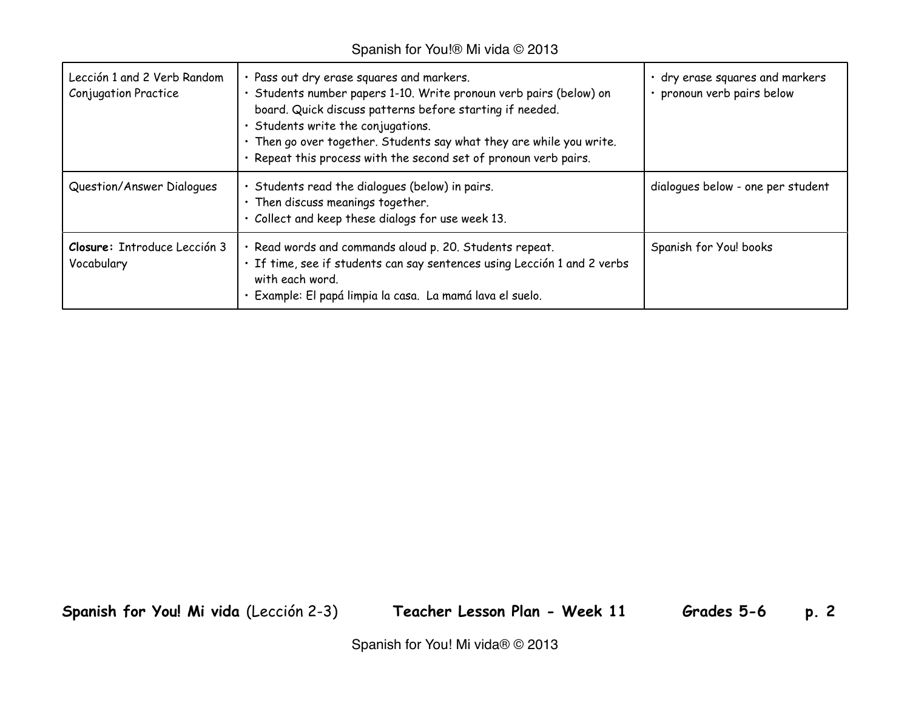| Lección 1 and 2 Verb Random Conjugation Practice | • Pass out dry erase squares and markers.<br>• Students number papers 1-10. Write pronoun verb pairs (below) on board. Quick discuss patterns before starting if needed.<br>• Students write the conjugations.<br>• Then go over together. Students say what they are while you write.<br>• Repeat this process with the second set of pronoun verb pairs. | • dry erase squares and markers<br>• pronoun verb pairs below |
|---|---|---|
| Question/Answer Dialogues | • Students read the dialogues (below) in pairs.<br>• Then discuss meanings together.<br>• Collect and keep these dialogs for use week 13. | dialogues below - one per student |
| **Closure:** Introduce Lección 3 Vocabulary | • Read words and commands aloud p. 20. Students repeat.<br>• If time, see if students can say sentences using Lección 1 and 2 verbs with each word.<br>• Example: El papá limpia la casa. La mamá lava el suelo. | Spanish for You! books |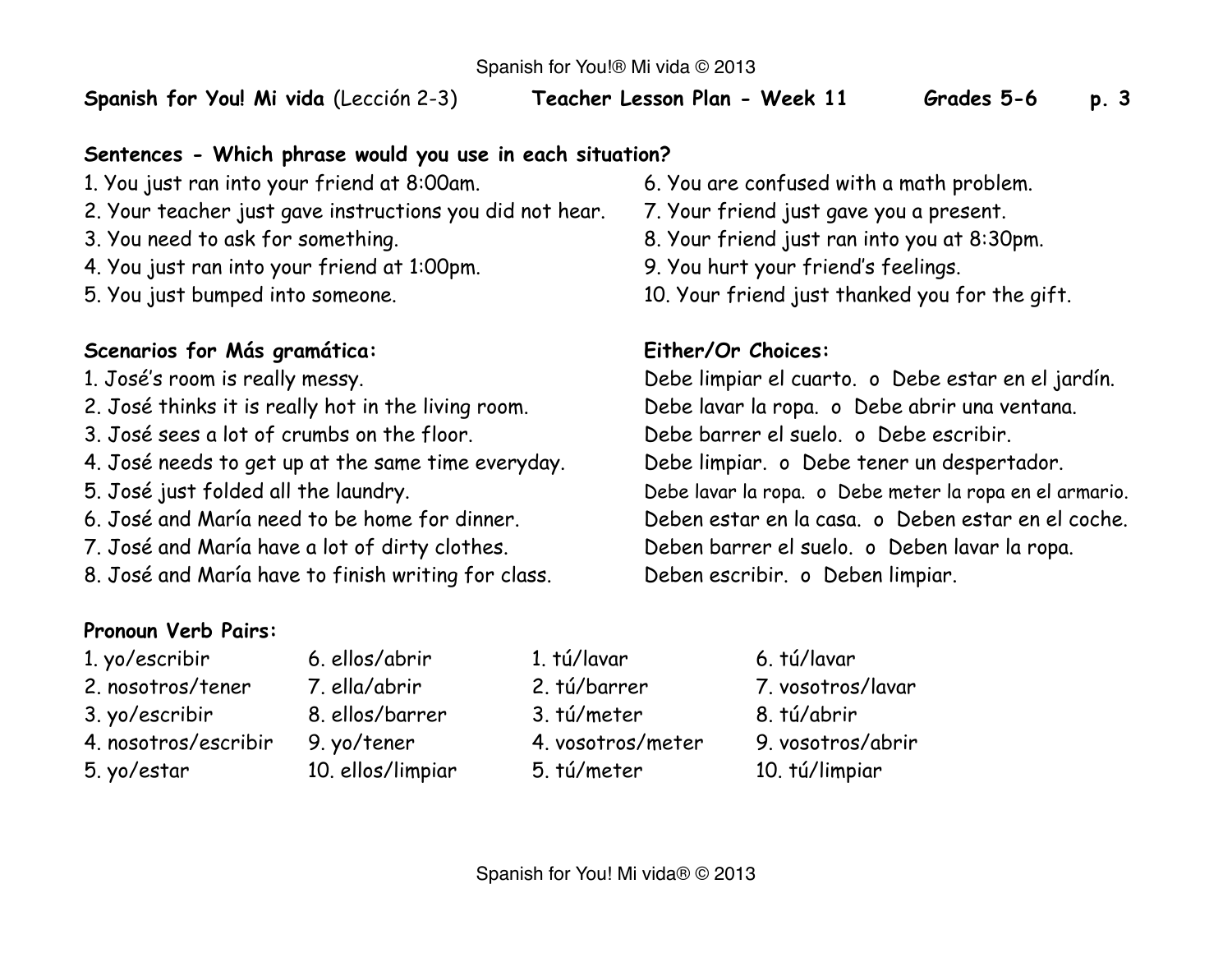**Spanish for You! Mi vida** (Lección 2-3) **Teacher Lesson Plan - Week 11** **Grades 5-6** **p. 3**

**Sentences - Which phrase would you use in each situation?**

1. You just ran into your friend at 8:00am.
2. Your teacher just gave instructions you did not hear.
3. You need to ask for something.
4. You just ran into your friend at 1:00pm.
5. You just bumped into someone.
6. You are confused with a math problem.
7. Your friend just gave you a present.
8. Your friend just ran into you at 8:30pm.
9. You hurt your friend's feelings.
10. Your friend just thanked you for the gift.

| **Scenarios for Más gramática:** | **Either/Or Choices:** |
|---|---|
| 1. José's room is really messy. | Debe limpiar el cuarto. o Debe estar en el jardín. |
| 2. José thinks it is really hot in the living room. | Debe lavar la ropa. o Debe abrir una ventana. |
| 3. José sees a lot of crumbs on the floor. | Debe barrer el suelo. o Debe escribir. |
| 4. José needs to get up at the same time everyday. | Debe limpiar. o Debe tener un despertador. |
| 5. José just folded all the laundry. | Debe lavar la ropa. o Debe meter la ropa en el armario. |
| 6. José and María need to be home for dinner. | Deben estar en la casa. o Deben estar en el coche. |
| 7. José and María have a lot of dirty clothes. | Deben barrer el suelo. o Deben lavar la ropa. |
| 8. José and María have to finish writing for class. | Deben escribir. o Deben limpiar. |

**Pronoun Verb Pairs:**

| | | | |
|---|---|---|---|
| 1. yo/escribir | 6. ellos/abrir | 1. tú/lavar | 6. tú/lavar |
| 2. nosotros/tener | 7. ella/abrir | 2. tú/barrer | 7. vosotros/lavar |
| 3. yo/escribir | 8. ellos/barrer | 3. tú/meter | 8. tú/abrir |
| 4. nosotros/escribir | 9. yo/tener | 4. vosotros/meter | 9. vosotros/abrir |
| 5. yo/estar | 10. ellos/limpiar | 5. tú/meter | 10. tú/limpiar |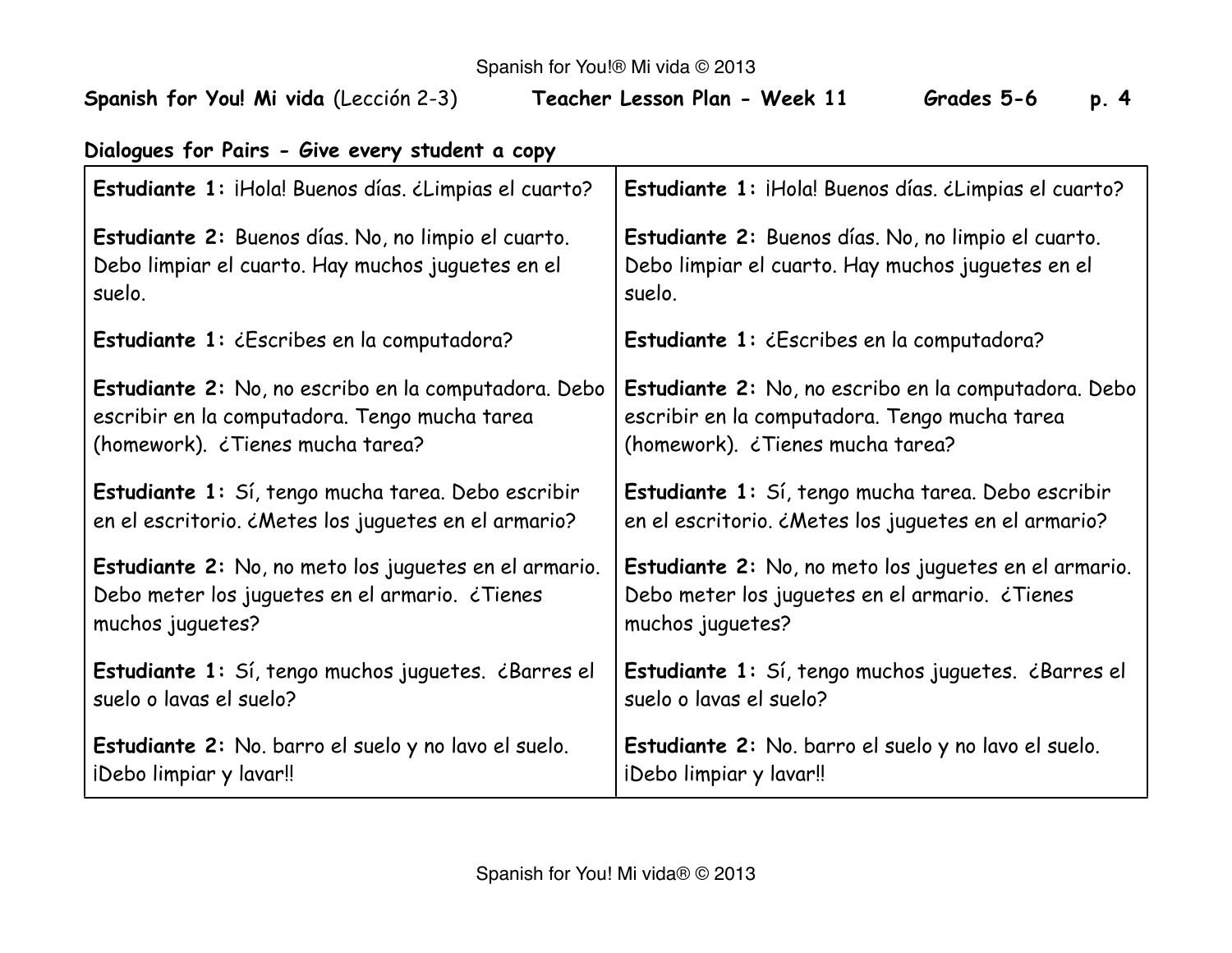**Dialogues for Pairs - Give every student a copy**

| | |
|---|---|
| **Estudiante 1:** ¡Hola! Buenos días. ¿Limpias el cuarto? | **Estudiante 1:** ¡Hola! Buenos días. ¿Limpias el cuarto? |
| **Estudiante 2:** Buenos días. No, no limpio el cuarto. Debo limpiar el cuarto. Hay muchos juguetes en el suelo. | **Estudiante 2:** Buenos días. No, no limpio el cuarto. Debo limpiar el cuarto. Hay muchos juguetes en el suelo. |
| **Estudiante 1:** ¿Escribes en la computadora? | **Estudiante 1:** ¿Escribes en la computadora? |
| **Estudiante 2:** No, no escribo en la computadora. Debo escribir en la computadora. Tengo mucha tarea (homework). ¿Tienes mucha tarea? | **Estudiante 2:** No, no escribo en la computadora. Debo escribir en la computadora. Tengo mucha tarea (homework). ¿Tienes mucha tarea? |
| **Estudiante 1:** Sí, tengo mucha tarea. Debo escribir en el escritorio. ¿Metes los juguetes en el armario? | **Estudiante 1:** Sí, tengo mucha tarea. Debo escribir en el escritorio. ¿Metes los juguetes en el armario? |
| **Estudiante 2:** No, no meto los juguetes en el armario. Debo meter los juguetes en el armario. ¿Tienes muchos juguetes? | **Estudiante 2:** No, no meto los juguetes en el armario. Debo meter los juguetes en el armario. ¿Tienes muchos juguetes? |
| **Estudiante 1:** Sí, tengo muchos juguetes. ¿Barres el suelo o lavas el suelo? | **Estudiante 1:** Sí, tengo muchos juguetes. ¿Barres el suelo o lavas el suelo? |
| **Estudiante 2:** No. barro el suelo y no lavo el suelo. ¡Debo limpiar y lavar!! | **Estudiante 2:** No. barro el suelo y no lavo el suelo. ¡Debo limpiar y lavar!! |